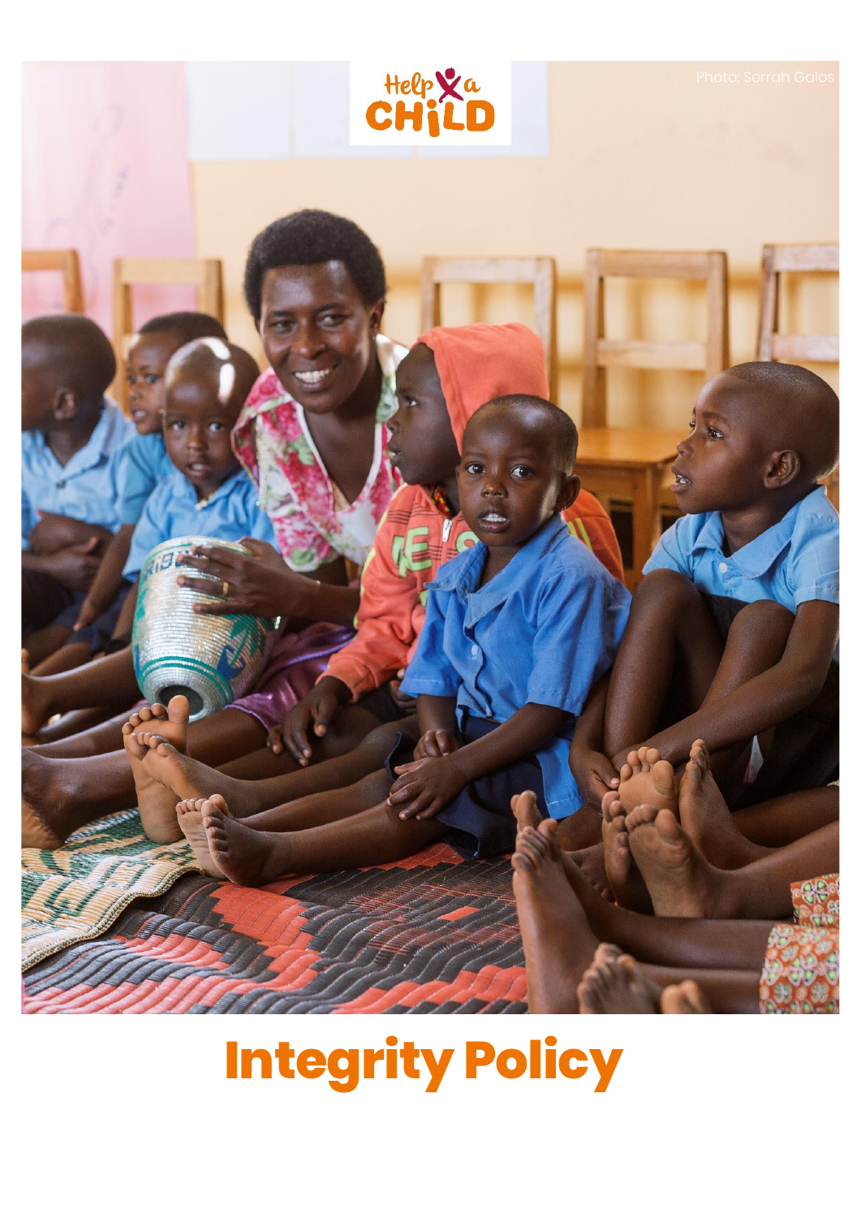Photo: Serrah Galos

# Integrity Policy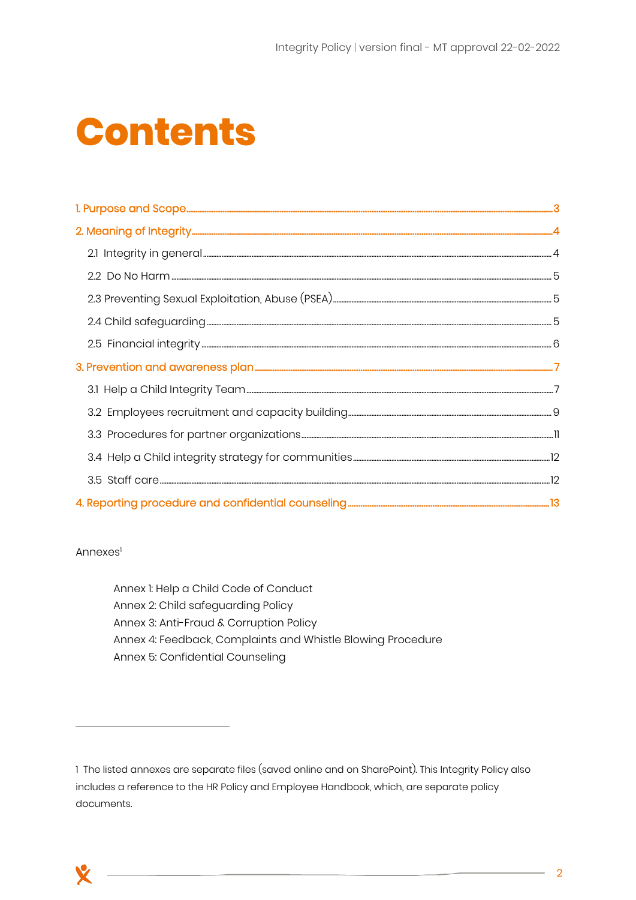# Contents

- 1. Purpose and Scope ... 3
- 2. Meaning of Integrity ... 4
    - 2.1 Integrity in general ... 4
    - 2.2 Do No Harm ... 5
    - 2.3 Preventing Sexual Exploitation, Abuse (PSEA) ... 5
    - 2.4 Child safeguarding ... 5
    - 2.5 Financial integrity ... 6
- 3. Prevention and awareness plan ... 7
    - 3.1 Help a Child Integrity Team ... 7
    - 3.2 Employees recruitment and capacity building ... 9
    - 3.3 Procedures for partner organizations ... 11
    - 3.4 Help a Child integrity strategy for communities ... 12
    - 3.5 Staff care ... 12
- 4. Reporting procedure and confidential counseling ... 13

Annexes[1]

- Annex 1: Help a Child Code of Conduct
- Annex 2: Child safeguarding Policy
- Annex 3: Anti-Fraud & Corruption Policy
- Annex 4: Feedback, Complaints and Whistle Blowing Procedure
- Annex 5: Confidential Counseling

---

[1] The listed annexes are separate files (saved online and on SharePoint). This Integrity Policy also includes a reference to the HR Policy and Employee Handbook, which, are separate policy documents.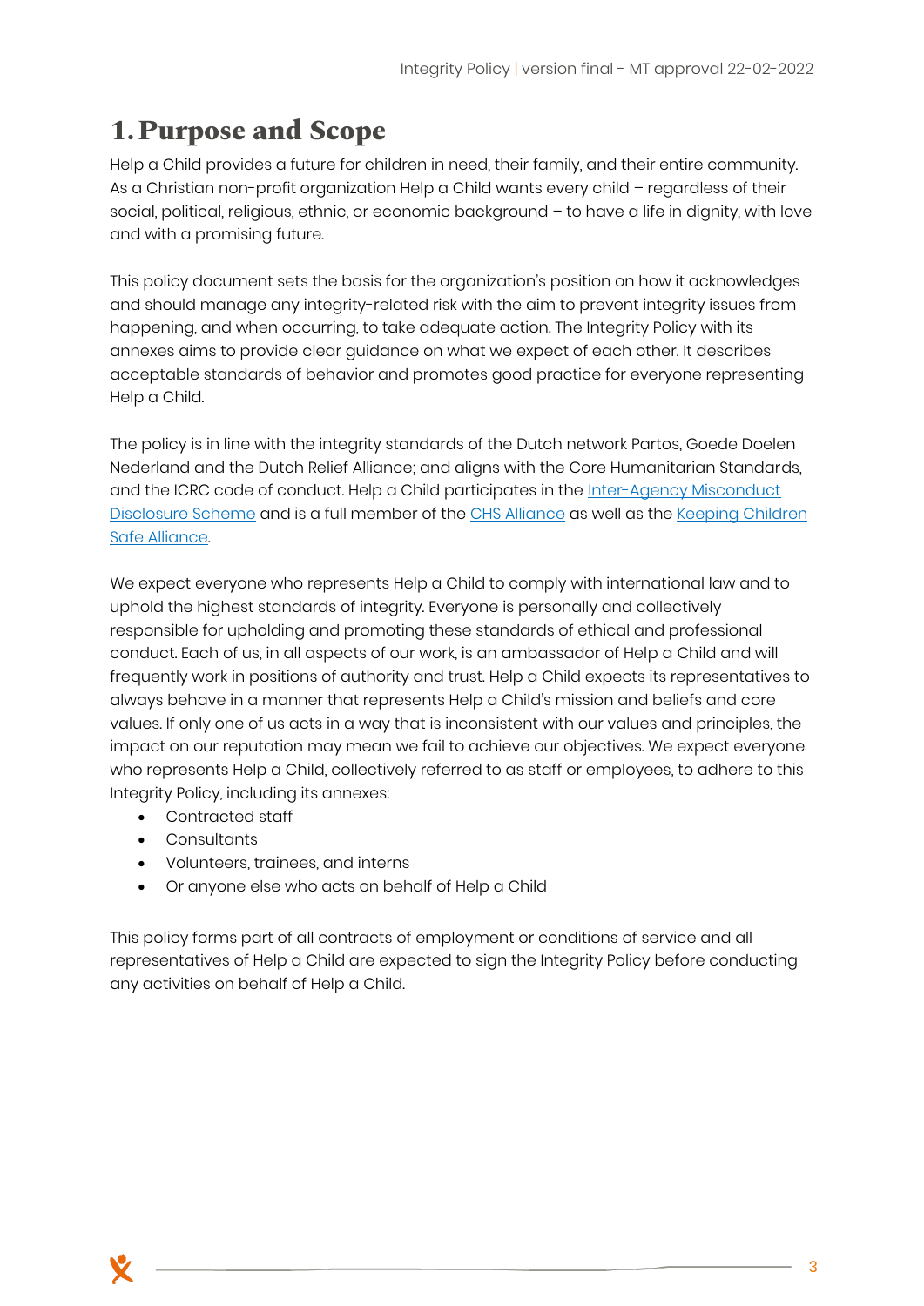# 1. Purpose and Scope

Help a Child provides a future for children in need, their family, and their entire community. As a Christian non-profit organization Help a Child wants every child – regardless of their social, political, religious, ethnic, or economic background – to have a life in dignity, with love and with a promising future.

This policy document sets the basis for the organization's position on how it acknowledges and should manage any integrity-related risk with the aim to prevent integrity issues from happening, and when occurring, to take adequate action. The Integrity Policy with its annexes aims to provide clear guidance on what we expect of each other. It describes acceptable standards of behavior and promotes good practice for everyone representing Help a Child.

The policy is in line with the integrity standards of the Dutch network Partos, Goede Doelen Nederland and the Dutch Relief Alliance; and aligns with the Core Humanitarian Standards, and the ICRC code of conduct. Help a Child participates in the Inter-Agency Misconduct Disclosure Scheme and is a full member of the CHS Alliance as well as the Keeping Children Safe Alliance.

We expect everyone who represents Help a Child to comply with international law and to uphold the highest standards of integrity. Everyone is personally and collectively responsible for upholding and promoting these standards of ethical and professional conduct. Each of us, in all aspects of our work, is an ambassador of Help a Child and will frequently work in positions of authority and trust. Help a Child expects its representatives to always behave in a manner that represents Help a Child's mission and beliefs and core values. If only one of us acts in a way that is inconsistent with our values and principles, the impact on our reputation may mean we fail to achieve our objectives. We expect everyone who represents Help a Child, collectively referred to as staff or employees, to adhere to this Integrity Policy, including its annexes:

- Contracted staff
- Consultants
- Volunteers, trainees, and interns
- Or anyone else who acts on behalf of Help a Child

This policy forms part of all contracts of employment or conditions of service and all representatives of Help a Child are expected to sign the Integrity Policy before conducting any activities on behalf of Help a Child.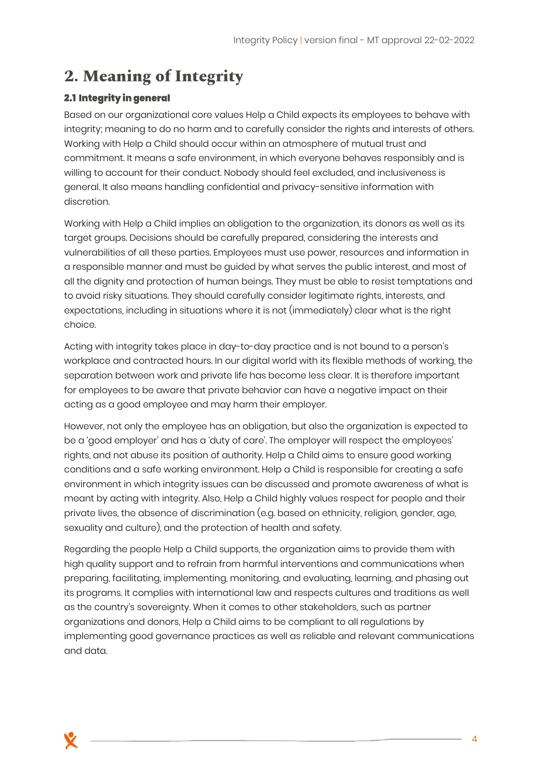# 2. Meaning of Integrity

## 2.1 Integrity in general

Based on our organizational core values Help a Child expects its employees to behave with integrity; meaning to do no harm and to carefully consider the rights and interests of others. Working with Help a Child should occur within an atmosphere of mutual trust and commitment. It means a safe environment, in which everyone behaves responsibly and is willing to account for their conduct. Nobody should feel excluded, and inclusiveness is general. It also means handling confidential and privacy-sensitive information with discretion.

Working with Help a Child implies an obligation to the organization, its donors as well as its target groups. Decisions should be carefully prepared, considering the interests and vulnerabilities of all these parties. Employees must use power, resources and information in a responsible manner and must be guided by what serves the public interest, and most of all the dignity and protection of human beings. They must be able to resist temptations and to avoid risky situations. They should carefully consider legitimate rights, interests, and expectations, including in situations where it is not (immediately) clear what is the right choice.

Acting with integrity takes place in day-to-day practice and is not bound to a person's workplace and contracted hours. In our digital world with its flexible methods of working, the separation between work and private life has become less clear. It is therefore important for employees to be aware that private behavior can have a negative impact on their acting as a good employee and may harm their employer.

However, not only the employee has an obligation, but also the organization is expected to be a 'good employer' and has a 'duty of care'. The employer will respect the employees' rights, and not abuse its position of authority. Help a Child aims to ensure good working conditions and a safe working environment. Help a Child is responsible for creating a safe environment in which integrity issues can be discussed and promote awareness of what is meant by acting with integrity. Also, Help a Child highly values respect for people and their private lives, the absence of discrimination (e.g. based on ethnicity, religion, gender, age, sexuality and culture), and the protection of health and safety.

Regarding the people Help a Child supports, the organization aims to provide them with high quality support and to refrain from harmful interventions and communications when preparing, facilitating, implementing, monitoring, and evaluating, learning, and phasing out its programs. It complies with international law and respects cultures and traditions as well as the country's sovereignty. When it comes to other stakeholders, such as partner organizations and donors, Help a Child aims to be compliant to all regulations by implementing good governance practices as well as reliable and relevant communications and data.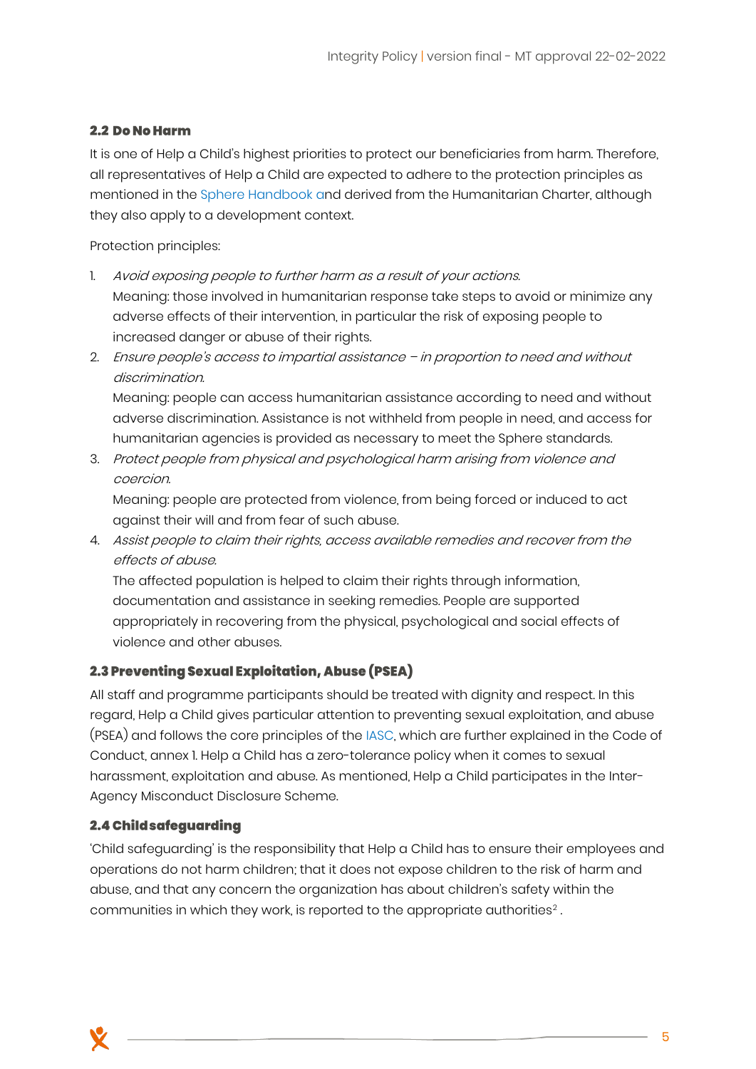### 2.2 Do No Harm

It is one of Help a Child's highest priorities to protect our beneficiaries from harm. Therefore, all representatives of Help a Child are expected to adhere to the protection principles as mentioned in the Sphere Handbook and derived from the Humanitarian Charter, although they also apply to a development context.

Protection principles:

1. *Avoid exposing people to further harm as a result of your actions.*
   Meaning: those involved in humanitarian response take steps to avoid or minimize any adverse effects of their intervention, in particular the risk of exposing people to increased danger or abuse of their rights.
2. *Ensure people's access to impartial assistance – in proportion to need and without discrimination.*
   Meaning: people can access humanitarian assistance according to need and without adverse discrimination. Assistance is not withheld from people in need, and access for humanitarian agencies is provided as necessary to meet the Sphere standards.
3. *Protect people from physical and psychological harm arising from violence and coercion.*
   Meaning: people are protected from violence, from being forced or induced to act against their will and from fear of such abuse.
4. *Assist people to claim their rights, access available remedies and recover from the effects of abuse.*
   The affected population is helped to claim their rights through information, documentation and assistance in seeking remedies. People are supported appropriately in recovering from the physical, psychological and social effects of violence and other abuses.

### 2.3 Preventing Sexual Exploitation, Abuse (PSEA)

All staff and programme participants should be treated with dignity and respect. In this regard, Help a Child gives particular attention to preventing sexual exploitation, and abuse (PSEA) and follows the core principles of the IASC, which are further explained in the Code of Conduct, annex 1. Help a Child has a zero-tolerance policy when it comes to sexual harassment, exploitation and abuse. As mentioned, Help a Child participates in the Inter-Agency Misconduct Disclosure Scheme.

### 2.4 Child safeguarding

'Child safeguarding' is the responsibility that Help a Child has to ensure their employees and operations do not harm children; that it does not expose children to the risk of harm and abuse, and that any concern the organization has about children's safety within the communities in which they work, is reported to the appropriate authorities[2] .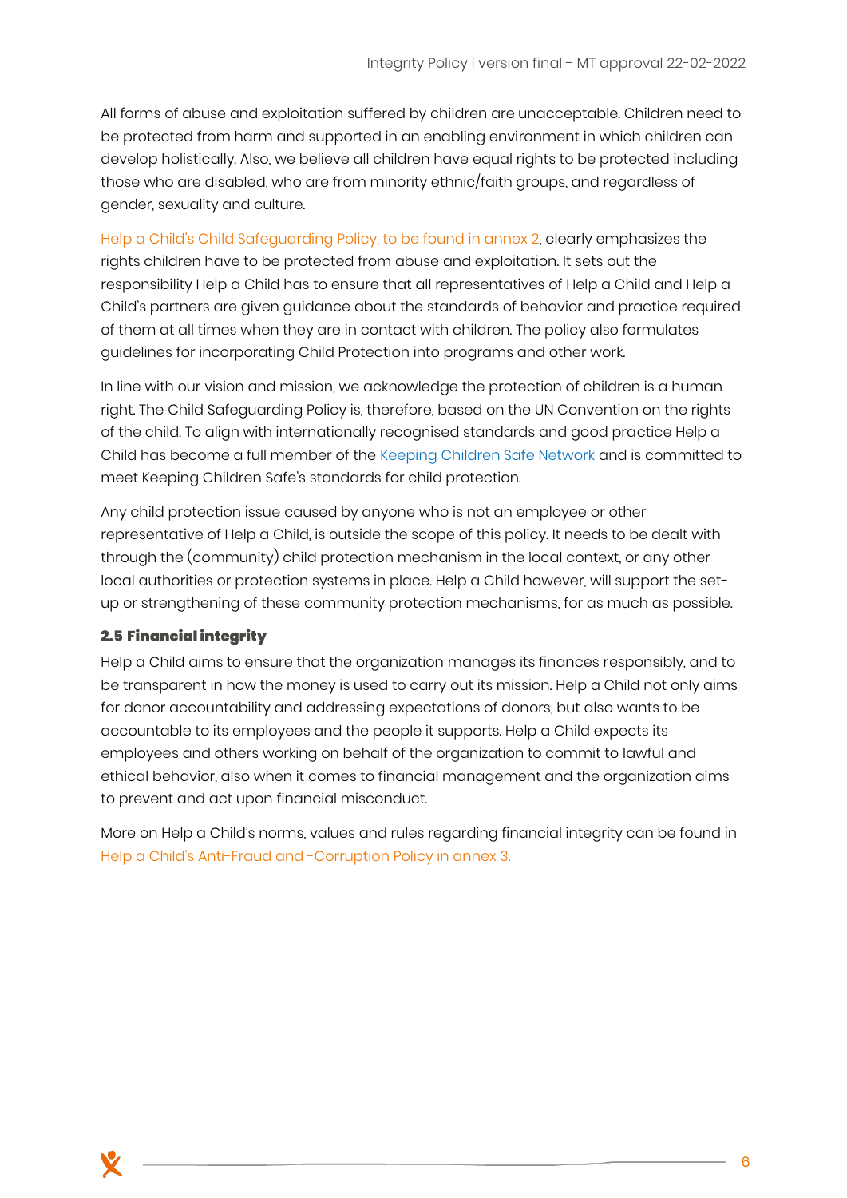All forms of abuse and exploitation suffered by children are unacceptable. Children need to be protected from harm and supported in an enabling environment in which children can develop holistically. Also, we believe all children have equal rights to be protected including those who are disabled, who are from minority ethnic/faith groups, and regardless of gender, sexuality and culture.

Help a Child's Child Safeguarding Policy, to be found in annex 2, clearly emphasizes the rights children have to be protected from abuse and exploitation. It sets out the responsibility Help a Child has to ensure that all representatives of Help a Child and Help a Child's partners are given guidance about the standards of behavior and practice required of them at all times when they are in contact with children. The policy also formulates guidelines for incorporating Child Protection into programs and other work.

In line with our vision and mission, we acknowledge the protection of children is a human right. The Child Safeguarding Policy is, therefore, based on the UN Convention on the rights of the child. To align with internationally recognised standards and good practice Help a Child has become a full member of the Keeping Children Safe Network and is committed to meet Keeping Children Safe's standards for child protection.

Any child protection issue caused by anyone who is not an employee or other representative of Help a Child, is outside the scope of this policy. It needs to be dealt with through the (community) child protection mechanism in the local context, or any other local authorities or protection systems in place. Help a Child however, will support the set-up or strengthening of these community protection mechanisms, for as much as possible.

### 2.5 Financial integrity

Help a Child aims to ensure that the organization manages its finances responsibly, and to be transparent in how the money is used to carry out its mission. Help a Child not only aims for donor accountability and addressing expectations of donors, but also wants to be accountable to its employees and the people it supports. Help a Child expects its employees and others working on behalf of the organization to commit to lawful and ethical behavior, also when it comes to financial management and the organization aims to prevent and act upon financial misconduct.

More on Help a Child's norms, values and rules regarding financial integrity can be found in Help a Child's Anti-Fraud and -Corruption Policy in annex 3.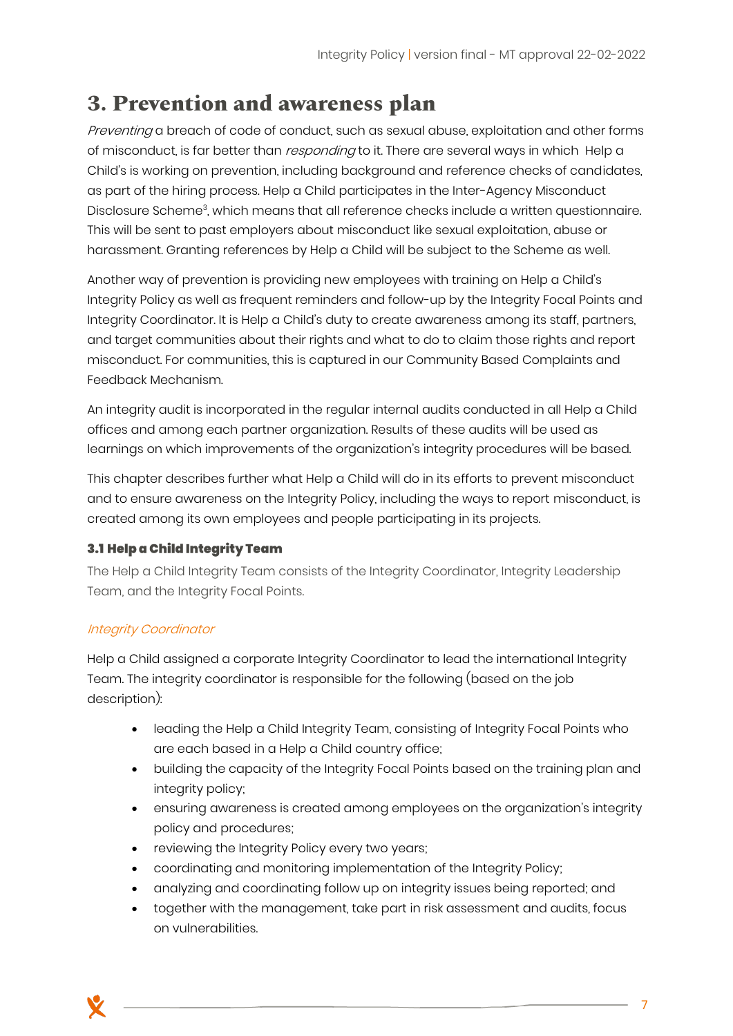# 3. Prevention and awareness plan

*Preventing* a breach of code of conduct, such as sexual abuse, exploitation and other forms of misconduct, is far better than *responding* to it. There are several ways in which Help a Child's is working on prevention, including background and reference checks of candidates, as part of the hiring process. Help a Child participates in the Inter-Agency Misconduct Disclosure Scheme[3], which means that all reference checks include a written questionnaire. This will be sent to past employers about misconduct like sexual exploitation, abuse or harassment. Granting references by Help a Child will be subject to the Scheme as well.

Another way of prevention is providing new employees with training on Help a Child's Integrity Policy as well as frequent reminders and follow-up by the Integrity Focal Points and Integrity Coordinator. It is Help a Child's duty to create awareness among its staff, partners, and target communities about their rights and what to do to claim those rights and report misconduct. For communities, this is captured in our Community Based Complaints and Feedback Mechanism.

An integrity audit is incorporated in the regular internal audits conducted in all Help a Child offices and among each partner organization. Results of these audits will be used as learnings on which improvements of the organization's integrity procedures will be based.

This chapter describes further what Help a Child will do in its efforts to prevent misconduct and to ensure awareness on the Integrity Policy, including the ways to report misconduct, is created among its own employees and people participating in its projects.

### 3.1 Help a Child Integrity Team

The Help a Child Integrity Team consists of the Integrity Coordinator, Integrity Leadership Team, and the Integrity Focal Points.

*Integrity Coordinator*

Help a Child assigned a corporate Integrity Coordinator to lead the international Integrity Team. The integrity coordinator is responsible for the following (based on the job description):

- leading the Help a Child Integrity Team, consisting of Integrity Focal Points who are each based in a Help a Child country office;
- building the capacity of the Integrity Focal Points based on the training plan and integrity policy;
- ensuring awareness is created among employees on the organization's integrity policy and procedures;
- reviewing the Integrity Policy every two years;
- coordinating and monitoring implementation of the Integrity Policy;
- analyzing and coordinating follow up on integrity issues being reported; and
- together with the management, take part in risk assessment and audits, focus on vulnerabilities.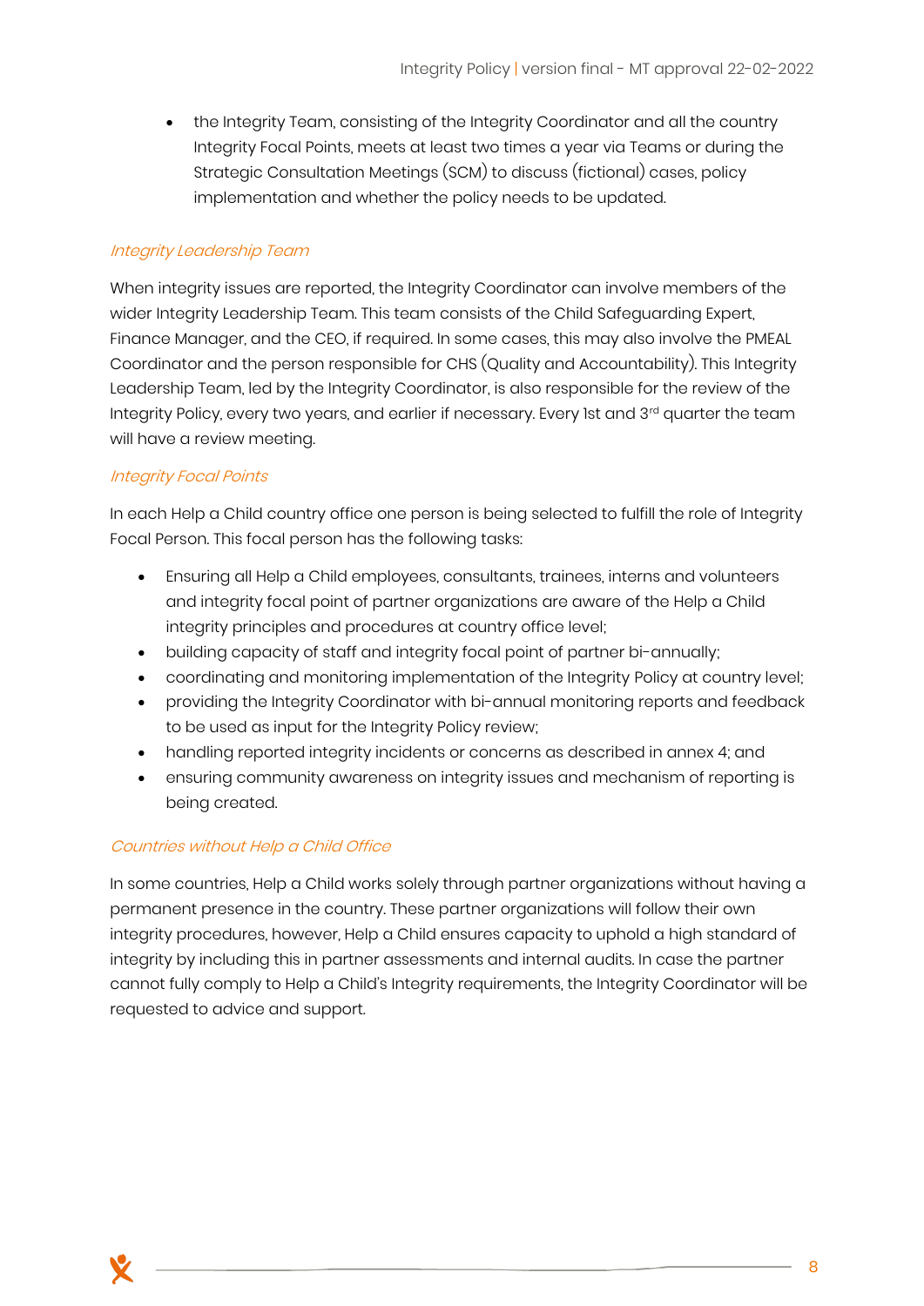- the Integrity Team, consisting of the Integrity Coordinator and all the country Integrity Focal Points, meets at least two times a year via Teams or during the Strategic Consultation Meetings (SCM) to discuss (fictional) cases, policy implementation and whether the policy needs to be updated.

*Integrity Leadership Team*

When integrity issues are reported, the Integrity Coordinator can involve members of the wider Integrity Leadership Team. This team consists of the Child Safeguarding Expert, Finance Manager, and the CEO, if required. In some cases, this may also involve the PMEAL Coordinator and the person responsible for CHS (Quality and Accountability). This Integrity Leadership Team, led by the Integrity Coordinator, is also responsible for the review of the Integrity Policy, every two years, and earlier if necessary. Every 1st and 3rd quarter the team will have a review meeting.

*Integrity Focal Points*

In each Help a Child country office one person is being selected to fulfill the role of Integrity Focal Person. This focal person has the following tasks:

- Ensuring all Help a Child employees, consultants, trainees, interns and volunteers and integrity focal point of partner organizations are aware of the Help a Child integrity principles and procedures at country office level;
- building capacity of staff and integrity focal point of partner bi-annually;
- coordinating and monitoring implementation of the Integrity Policy at country level;
- providing the Integrity Coordinator with bi-annual monitoring reports and feedback to be used as input for the Integrity Policy review;
- handling reported integrity incidents or concerns as described in annex 4; and
- ensuring community awareness on integrity issues and mechanism of reporting is being created.

*Countries without Help a Child Office*

In some countries, Help a Child works solely through partner organizations without having a permanent presence in the country. These partner organizations will follow their own integrity procedures, however, Help a Child ensures capacity to uphold a high standard of integrity by including this in partner assessments and internal audits. In case the partner cannot fully comply to Help a Child's Integrity requirements, the Integrity Coordinator will be requested to advice and support.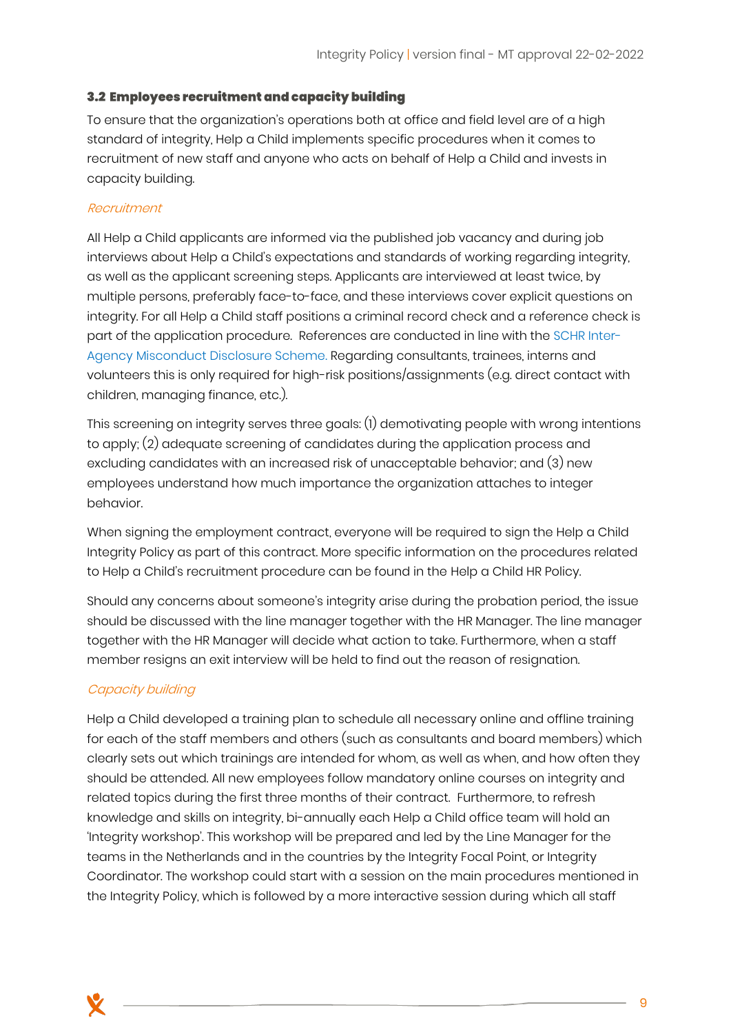### 3.2 Employees recruitment and capacity building

To ensure that the organization's operations both at office and field level are of a high standard of integrity, Help a Child implements specific procedures when it comes to recruitment of new staff and anyone who acts on behalf of Help a Child and invests in capacity building.

*Recruitment*

All Help a Child applicants are informed via the published job vacancy and during job interviews about Help a Child's expectations and standards of working regarding integrity, as well as the applicant screening steps. Applicants are interviewed at least twice, by multiple persons, preferably face-to-face, and these interviews cover explicit questions on integrity. For all Help a Child staff positions a criminal record check and a reference check is part of the application procedure. References are conducted in line with the SCHR Inter-Agency Misconduct Disclosure Scheme. Regarding consultants, trainees, interns and volunteers this is only required for high-risk positions/assignments (e.g. direct contact with children, managing finance, etc.).

This screening on integrity serves three goals: (1) demotivating people with wrong intentions to apply; (2) adequate screening of candidates during the application process and excluding candidates with an increased risk of unacceptable behavior; and (3) new employees understand how much importance the organization attaches to integer behavior.

When signing the employment contract, everyone will be required to sign the Help a Child Integrity Policy as part of this contract. More specific information on the procedures related to Help a Child's recruitment procedure can be found in the Help a Child HR Policy.

Should any concerns about someone's integrity arise during the probation period, the issue should be discussed with the line manager together with the HR Manager. The line manager together with the HR Manager will decide what action to take. Furthermore, when a staff member resigns an exit interview will be held to find out the reason of resignation.

*Capacity building*

Help a Child developed a training plan to schedule all necessary online and offline training for each of the staff members and others (such as consultants and board members) which clearly sets out which trainings are intended for whom, as well as when, and how often they should be attended. All new employees follow mandatory online courses on integrity and related topics during the first three months of their contract. Furthermore, to refresh knowledge and skills on integrity, bi-annually each Help a Child office team will hold an 'Integrity workshop'. This workshop will be prepared and led by the Line Manager for the teams in the Netherlands and in the countries by the Integrity Focal Point, or Integrity Coordinator. The workshop could start with a session on the main procedures mentioned in the Integrity Policy, which is followed by a more interactive session during which all staff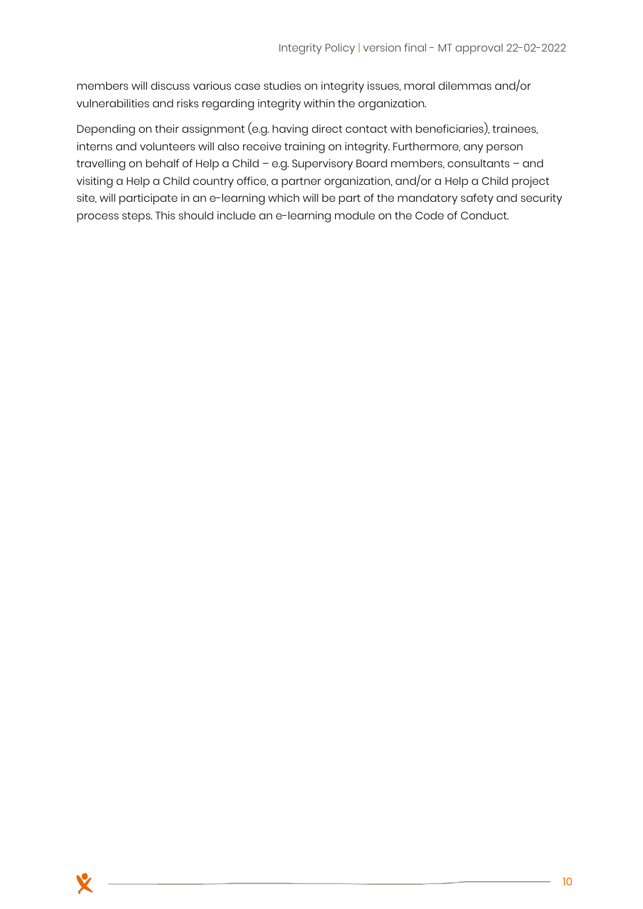members will discuss various case studies on integrity issues, moral dilemmas and/or vulnerabilities and risks regarding integrity within the organization.

Depending on their assignment (e.g. having direct contact with beneficiaries), trainees, interns and volunteers will also receive training on integrity. Furthermore, any person travelling on behalf of Help a Child – e.g. Supervisory Board members, consultants – and visiting a Help a Child country office, a partner organization, and/or a Help a Child project site, will participate in an e-learning which will be part of the mandatory safety and security process steps. This should include an e-learning module on the Code of Conduct.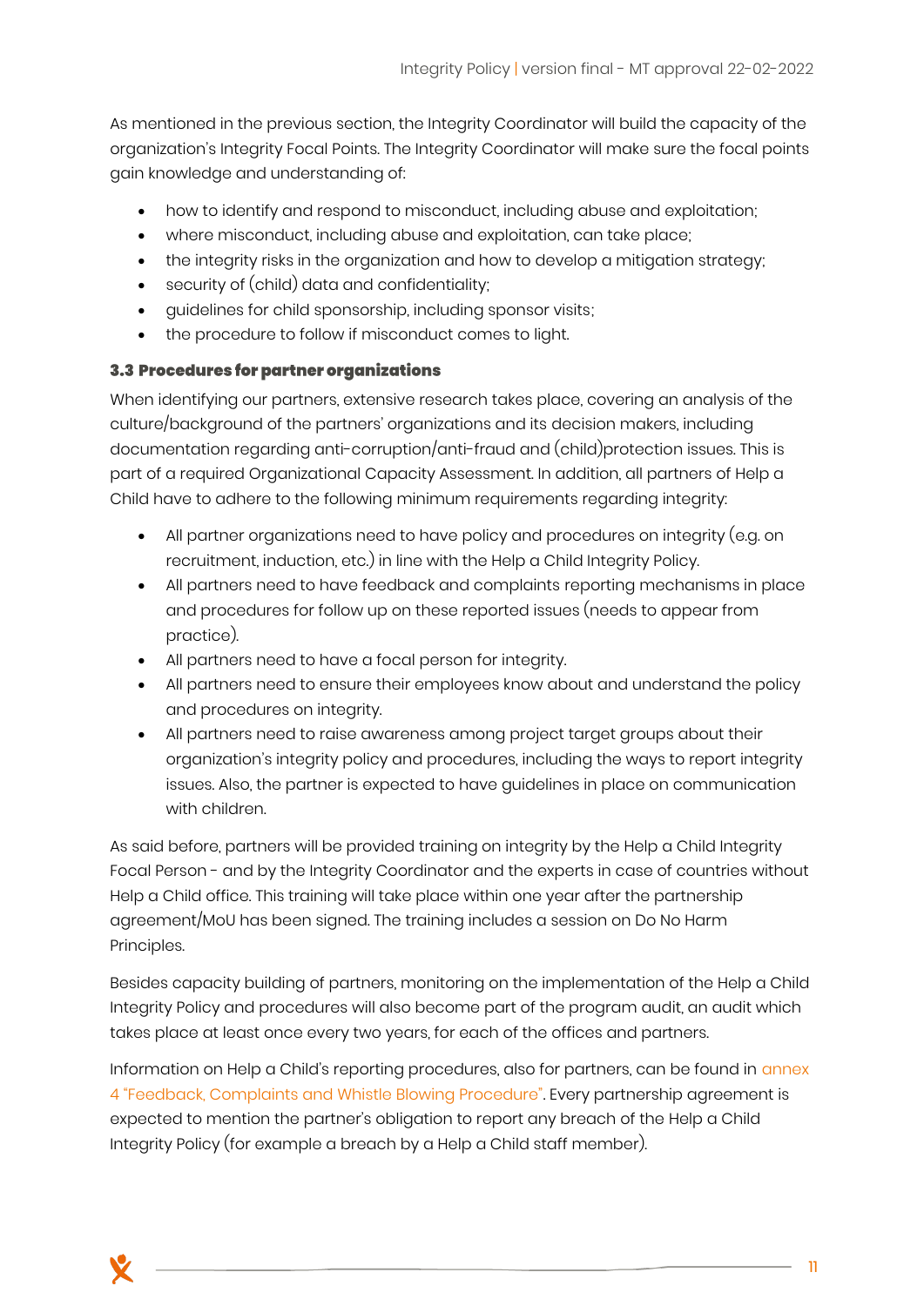As mentioned in the previous section, the Integrity Coordinator will build the capacity of the organization's Integrity Focal Points. The Integrity Coordinator will make sure the focal points gain knowledge and understanding of:

- how to identify and respond to misconduct, including abuse and exploitation;
- where misconduct, including abuse and exploitation, can take place;
- the integrity risks in the organization and how to develop a mitigation strategy;
- security of (child) data and confidentiality;
- guidelines for child sponsorship, including sponsor visits;
- the procedure to follow if misconduct comes to light.

### 3.3 Procedures for partner organizations

When identifying our partners, extensive research takes place, covering an analysis of the culture/background of the partners' organizations and its decision makers, including documentation regarding anti-corruption/anti-fraud and (child)protection issues. This is part of a required Organizational Capacity Assessment. In addition, all partners of Help a Child have to adhere to the following minimum requirements regarding integrity:

- All partner organizations need to have policy and procedures on integrity (e.g. on recruitment, induction, etc.) in line with the Help a Child Integrity Policy.
- All partners need to have feedback and complaints reporting mechanisms in place and procedures for follow up on these reported issues (needs to appear from practice).
- All partners need to have a focal person for integrity.
- All partners need to ensure their employees know about and understand the policy and procedures on integrity.
- All partners need to raise awareness among project target groups about their organization's integrity policy and procedures, including the ways to report integrity issues. Also, the partner is expected to have guidelines in place on communication with children.

As said before, partners will be provided training on integrity by the Help a Child Integrity Focal Person - and by the Integrity Coordinator and the experts in case of countries without Help a Child office. This training will take place within one year after the partnership agreement/MoU has been signed. The training includes a session on Do No Harm Principles.

Besides capacity building of partners, monitoring on the implementation of the Help a Child Integrity Policy and procedures will also become part of the program audit, an audit which takes place at least once every two years, for each of the offices and partners.

Information on Help a Child's reporting procedures, also for partners, can be found in annex 4 "Feedback, Complaints and Whistle Blowing Procedure". Every partnership agreement is expected to mention the partner's obligation to report any breach of the Help a Child Integrity Policy (for example a breach by a Help a Child staff member).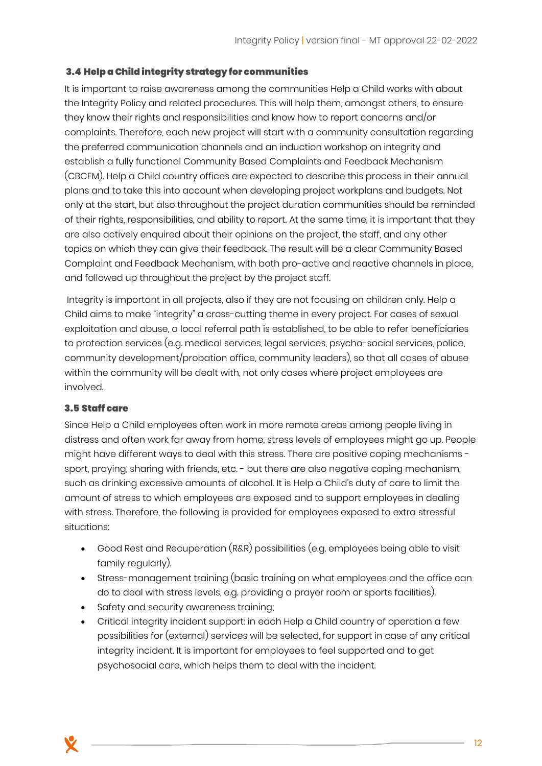### 3.4 Help a Child integrity strategy for communities

It is important to raise awareness among the communities Help a Child works with about the Integrity Policy and related procedures. This will help them, amongst others, to ensure they know their rights and responsibilities and know how to report concerns and/or complaints. Therefore, each new project will start with a community consultation regarding the preferred communication channels and an induction workshop on integrity and establish a fully functional Community Based Complaints and Feedback Mechanism (CBCFM). Help a Child country offices are expected to describe this process in their annual plans and to take this into account when developing project workplans and budgets. Not only at the start, but also throughout the project duration communities should be reminded of their rights, responsibilities, and ability to report. At the same time, it is important that they are also actively enquired about their opinions on the project, the staff, and any other topics on which they can give their feedback. The result will be a clear Community Based Complaint and Feedback Mechanism, with both pro-active and reactive channels in place, and followed up throughout the project by the project staff.

Integrity is important in all projects, also if they are not focusing on children only. Help a Child aims to make "integrity" a cross-cutting theme in every project. For cases of sexual exploitation and abuse, a local referral path is established, to be able to refer beneficiaries to protection services (e.g. medical services, legal services, psycho-social services, police, community development/probation office, community leaders), so that all cases of abuse within the community will be dealt with, not only cases where project employees are involved.

### 3.5 Staff care

Since Help a Child employees often work in more remote areas among people living in distress and often work far away from home, stress levels of employees might go up. People might have different ways to deal with this stress. There are positive coping mechanisms - sport, praying, sharing with friends, etc. - but there are also negative coping mechanism, such as drinking excessive amounts of alcohol. It is Help a Child's duty of care to limit the amount of stress to which employees are exposed and to support employees in dealing with stress. Therefore, the following is provided for employees exposed to extra stressful situations:

- Good Rest and Recuperation (R&R) possibilities (e.g. employees being able to visit family regularly).
- Stress-management training (basic training on what employees and the office can do to deal with stress levels, e.g. providing a prayer room or sports facilities).
- Safety and security awareness training;
- Critical integrity incident support: in each Help a Child country of operation a few possibilities for (external) services will be selected, for support in case of any critical integrity incident. It is important for employees to feel supported and to get psychosocial care, which helps them to deal with the incident.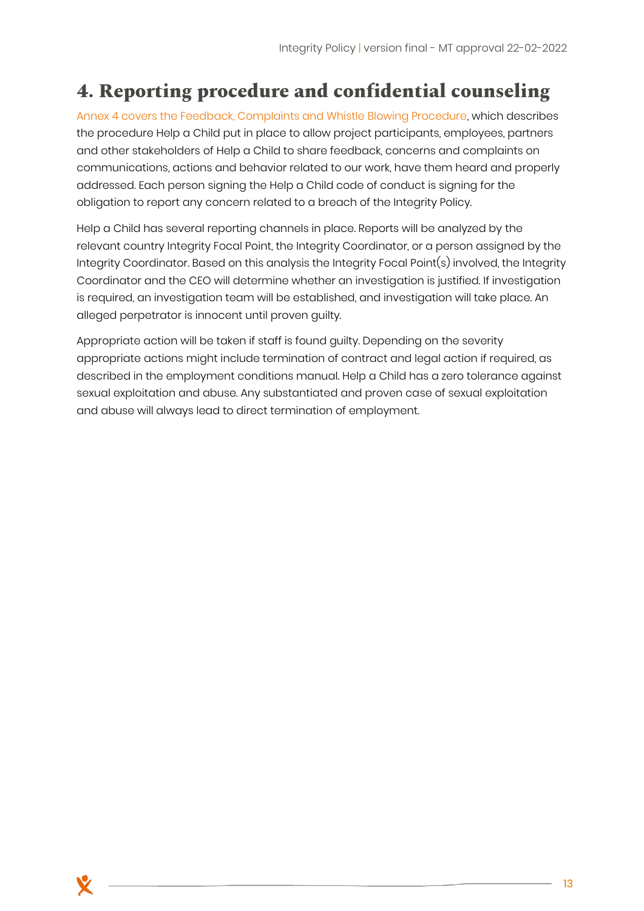# 4. Reporting procedure and confidential counseling

Annex 4 covers the Feedback, Complaints and Whistle Blowing Procedure, which describes the procedure Help a Child put in place to allow project participants, employees, partners and other stakeholders of Help a Child to share feedback, concerns and complaints on communications, actions and behavior related to our work, have them heard and properly addressed. Each person signing the Help a Child code of conduct is signing for the obligation to report any concern related to a breach of the Integrity Policy.

Help a Child has several reporting channels in place. Reports will be analyzed by the relevant country Integrity Focal Point, the Integrity Coordinator, or a person assigned by the Integrity Coordinator. Based on this analysis the Integrity Focal Point(s) involved, the Integrity Coordinator and the CEO will determine whether an investigation is justified. If investigation is required, an investigation team will be established, and investigation will take place. An alleged perpetrator is innocent until proven guilty.

Appropriate action will be taken if staff is found guilty. Depending on the severity appropriate actions might include termination of contract and legal action if required, as described in the employment conditions manual. Help a Child has a zero tolerance against sexual exploitation and abuse. Any substantiated and proven case of sexual exploitation and abuse will always lead to direct termination of employment.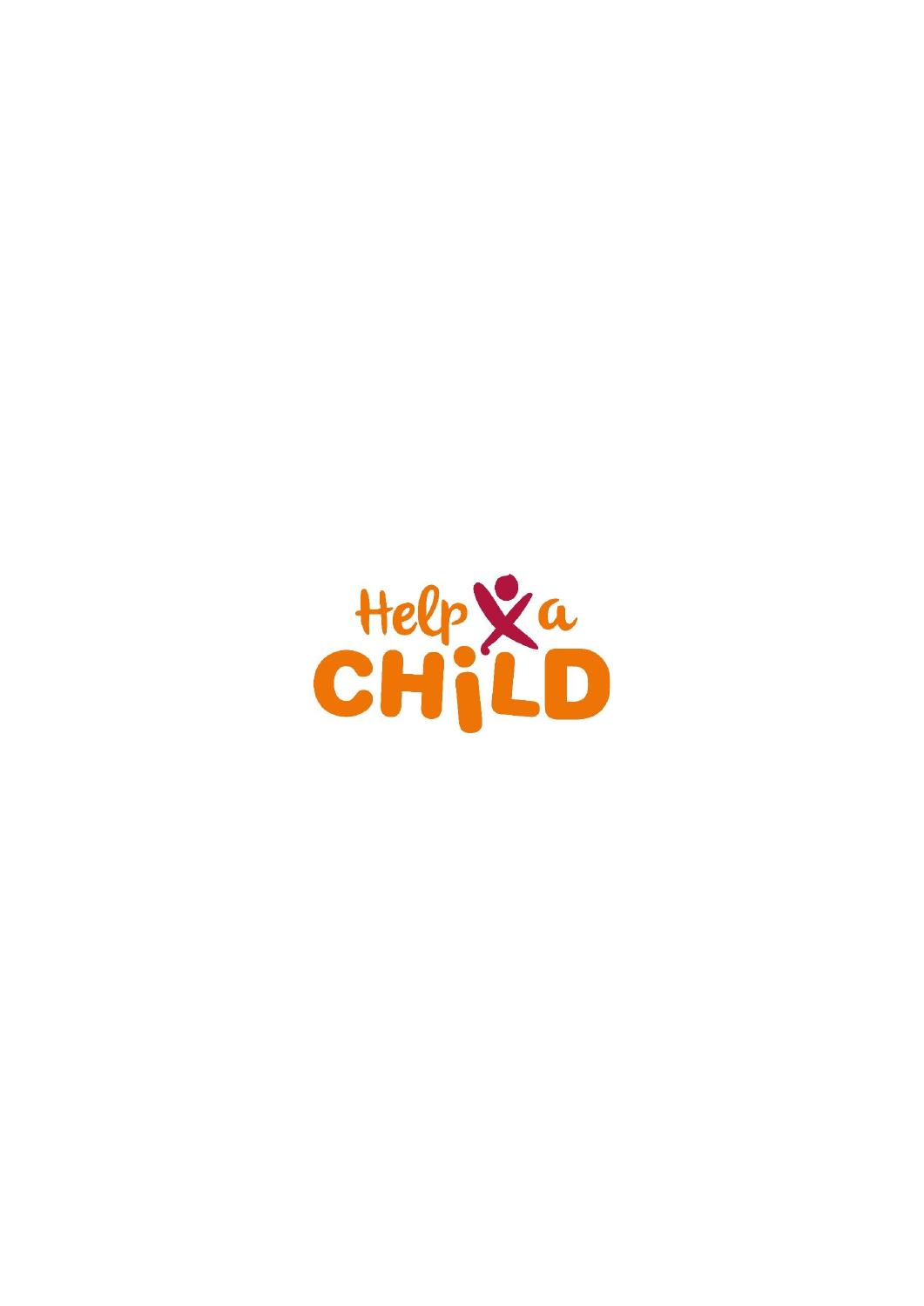Help a CHILD